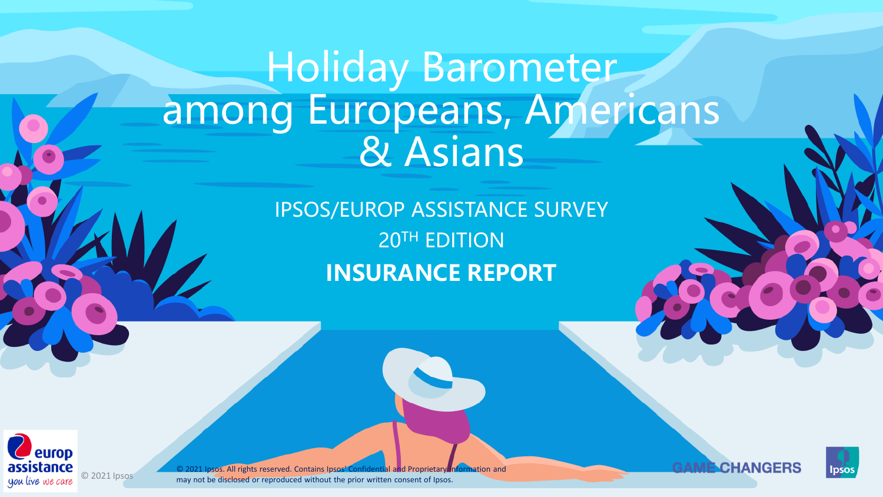# Holiday Barometer among Europeans, Americans & Asians

IPSOS/EUROP ASSISTANCE SURVEY

20TH EDITION

**INSURANCE REPORT**

© 2021 Ipsos

© 2021 Ipsos. All rights reserved. Contains Ipsos' Confidential and Proprietary information and may not be disclosed or reproduced without the prior written consent of Ipsos.

GAME CHANGERS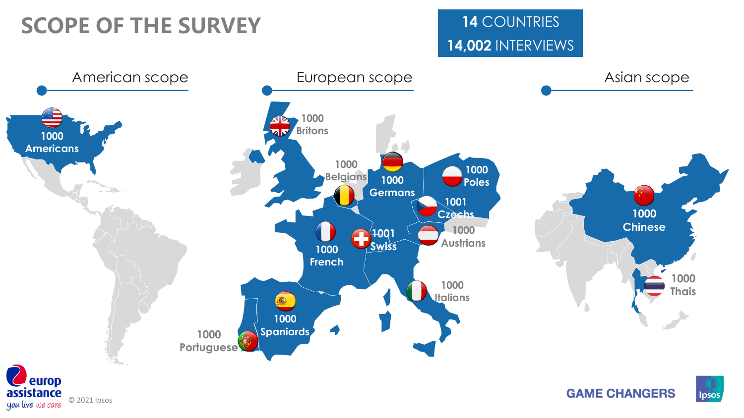# SCOPE OF THE SURVEY

**14** COUNTRIES
**14,002** INTERVIEWS

## American scope

1000 Americans

## European scope

1000 Britons

1000 Belgians

1000 Germans

1000 Poles

1001 Czechs

1000 Austrians

1001 Swiss

1000 French

1000 Italians

1000 Spaniards

1000 Portuguese

## Asian scope

1000 Chinese

1000 Thais

© 2021 Ipsos

GAME CHANGERS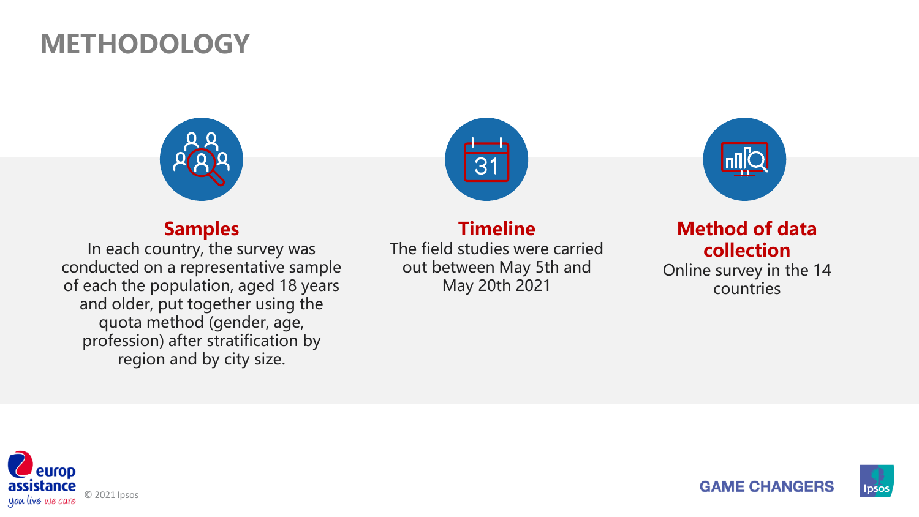# METHODOLOGY

## Samples

In each country, the survey was conducted on a representative sample of each the population, aged 18 years and older, put together using the quota method (gender, age, profession) after stratification by region and by city size.

## Timeline

The field studies were carried out between May 5th and May 20th 2021

## Method of data collection

Online survey in the 14 countries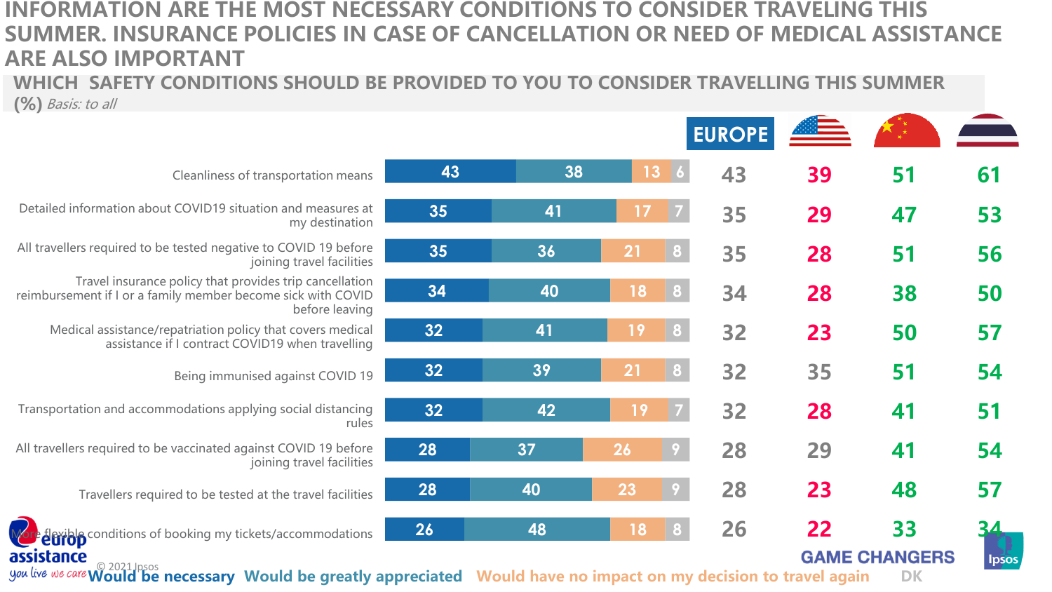# INFORMATION ARE THE MOST NECESSARY CONDITIONS TO CONSIDER TRAVELING THIS SUMMER. INSURANCE POLICIES IN CASE OF CANCELLATION OR NEED OF MEDICAL ASSISTANCE ARE ALSO IMPORTANT

## WHICH SAFETY CONDITIONS SHOULD BE PROVIDED TO YOU TO CONSIDER TRAVELLING THIS SUMMER

(%) *Basis: to all*

| Condition | Would be necessary | Would be greatly appreciated | Would have no impact on my decision to travel again | DK | EUROPE | USA | China | Thailand |
|---|---|---|---|---|---|---|---|---|
| Cleanliness of transportation means | 43 | 38 | 13 | 6 | 43 | 39 | 51 | 61 |
| Detailed information about COVID19 situation and measures at my destination | 35 | 41 | 17 | 7 | 35 | 29 | 47 | 53 |
| All travellers required to be tested negative to COVID 19 before joining travel facilities | 35 | 36 | 21 | 8 | 35 | 28 | 51 | 56 |
| Travel insurance policy that provides trip cancellation reimbursement if I or a family member become sick with COVID before leaving | 34 | 40 | 18 | 8 | 34 | 28 | 38 | 50 |
| Medical assistance/repatriation policy that covers medical assistance if I contract COVID19 when travelling | 32 | 41 | 19 | 8 | 32 | 23 | 50 | 57 |
| Being immunised against COVID 19 | 32 | 39 | 21 | 8 | 32 | 35 | 51 | 54 |
| Transportation and accommodations applying social distancing rules | 32 | 42 | 19 | 7 | 32 | 28 | 41 | 51 |
| All travellers required to be vaccinated against COVID 19 before joining travel facilities | 28 | 37 | 26 | 9 | 28 | 29 | 41 | 54 |
| Travellers required to be tested at the travel facilities | 28 | 40 | 23 | 9 | 28 | 23 | 48 | 57 |
| More flexible conditions of booking my tickets/accommodations | 26 | 48 | 18 | 8 | 26 | 22 | 33 | 34 |

Would be necessary | Would be greatly appreciated | Would have no impact on my decision to travel again | DK

© 2021 Ipsos

GAME CHANGERS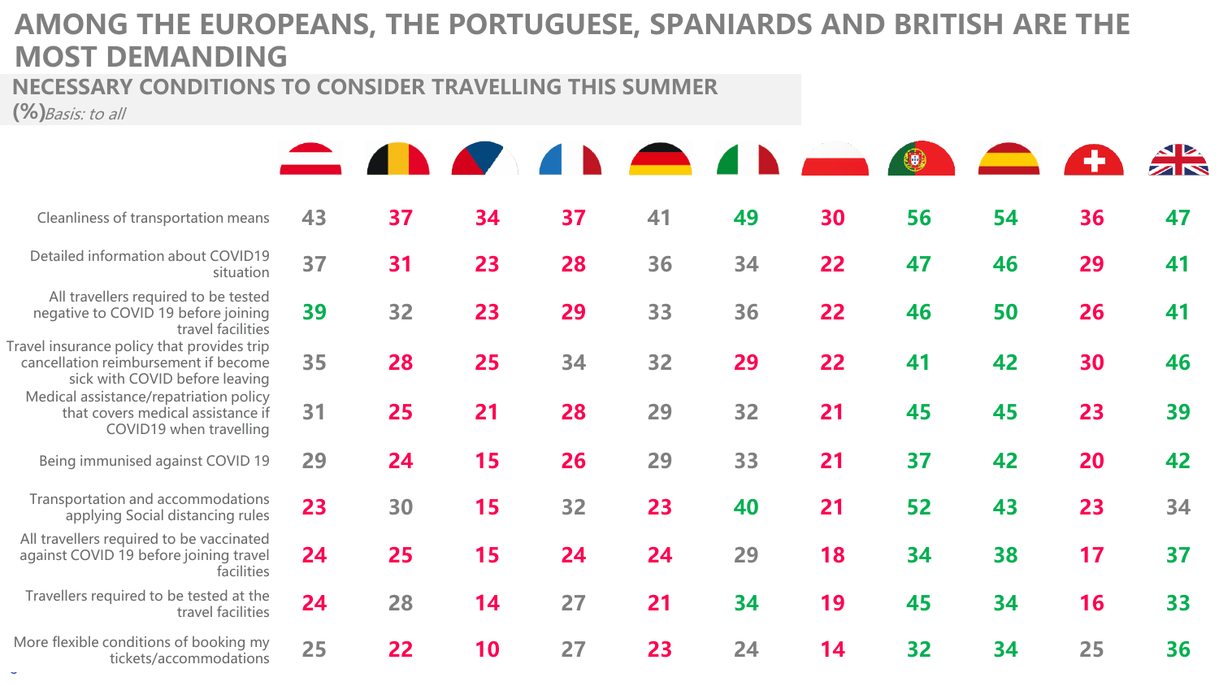# AMONG THE EUROPEANS, THE PORTUGUESE, SPANIARDS AND BRITISH ARE THE MOST DEMANDING

## NECESSARY CONDITIONS TO CONSIDER TRAVELLING THIS SUMMER

(%)*Basis: to all*

| | Austria | Belgium | Czech Republic | France | Germany | Italy | Poland | Portugal | Spain | Switzerland | UK |
|---|---|---|---|---|---|---|---|---|---|---|---|
| Cleanliness of transportation means | 43 | 37 | 34 | 37 | 41 | 49 | 30 | 56 | 54 | 36 | 47 |
| Detailed information about COVID19 situation | 37 | 31 | 23 | 28 | 36 | 34 | 22 | 47 | 46 | 29 | 41 |
| All travellers required to be tested negative to COVID 19 before joining travel facilities | 39 | 32 | 23 | 29 | 33 | 36 | 22 | 46 | 50 | 26 | 41 |
| Travel insurance policy that provides trip cancellation reimbursement if become sick with COVID before leaving | 35 | 28 | 25 | 34 | 32 | 29 | 22 | 41 | 42 | 30 | 46 |
| Medical assistance/repatriation policy that covers medical assistance if COVID19 when travelling | 31 | 25 | 21 | 28 | 29 | 32 | 21 | 45 | 45 | 23 | 39 |
| Being immunised against COVID 19 | 29 | 24 | 15 | 26 | 29 | 33 | 21 | 37 | 42 | 20 | 42 |
| Transportation and accommodations applying Social distancing rules | 23 | 30 | 15 | 32 | 23 | 40 | 21 | 52 | 43 | 23 | 34 |
| All travellers required to be vaccinated against COVID 19 before joining travel facilities | 24 | 25 | 15 | 24 | 24 | 29 | 18 | 34 | 38 | 17 | 37 |
| Travellers required to be tested at the travel facilities | 24 | 28 | 14 | 27 | 21 | 34 | 19 | 45 | 34 | 16 | 33 |
| More flexible conditions of booking my tickets/accommodations | 25 | 22 | 10 | 27 | 23 | 24 | 14 | 32 | 34 | 25 | 36 |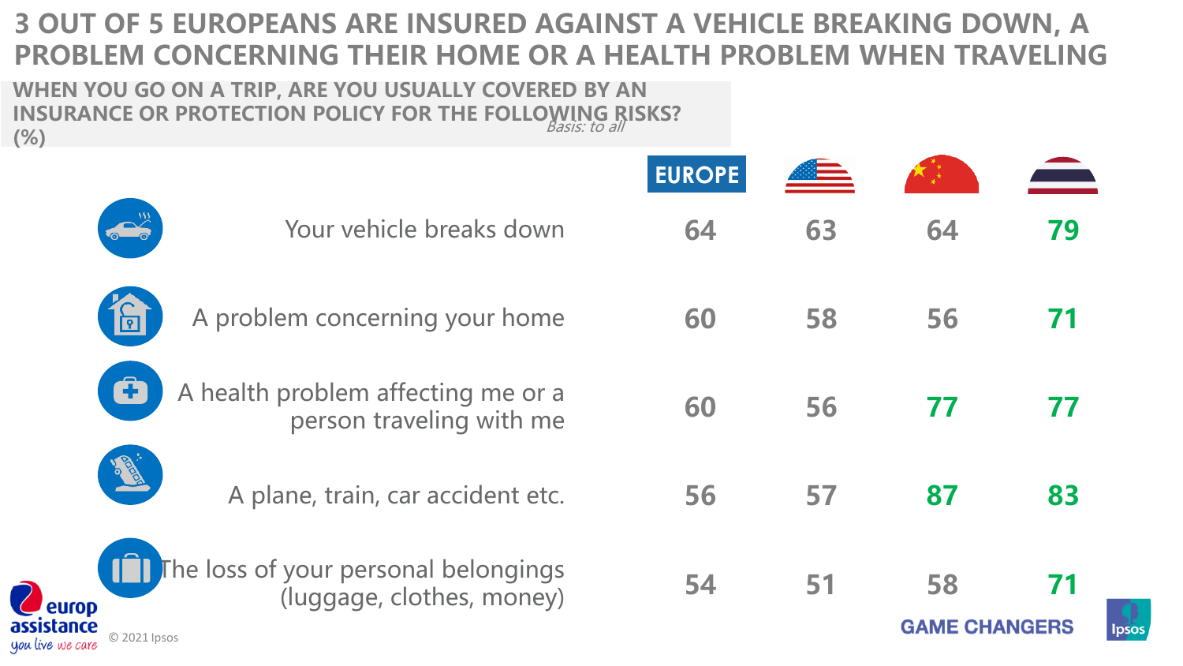# 3 OUT OF 5 EUROPEANS ARE INSURED AGAINST A VEHICLE BREAKING DOWN, A PROBLEM CONCERNING THEIR HOME OR A HEALTH PROBLEM WHEN TRAVELING

**WHEN YOU GO ON A TRIP, ARE YOU USUALLY COVERED BY AN INSURANCE OR PROTECTION POLICY FOR THE FOLLOWING RISKS? (%)**

*Basis: to all*

| | EUROPE | USA | China | Thailand |
|---|---|---|---|---|
| Your vehicle breaks down | 64 | 63 | 64 | 79 |
| A problem concerning your home | 60 | 58 | 56 | 71 |
| A health problem affecting me or a person traveling with me | 60 | 56 | 77 | 77 |
| A plane, train, car accident etc. | 56 | 57 | 87 | 83 |
| The loss of your personal belongings (luggage, clothes, money) | 54 | 51 | 58 | 71 |

© 2021 Ipsos

GAME CHANGERS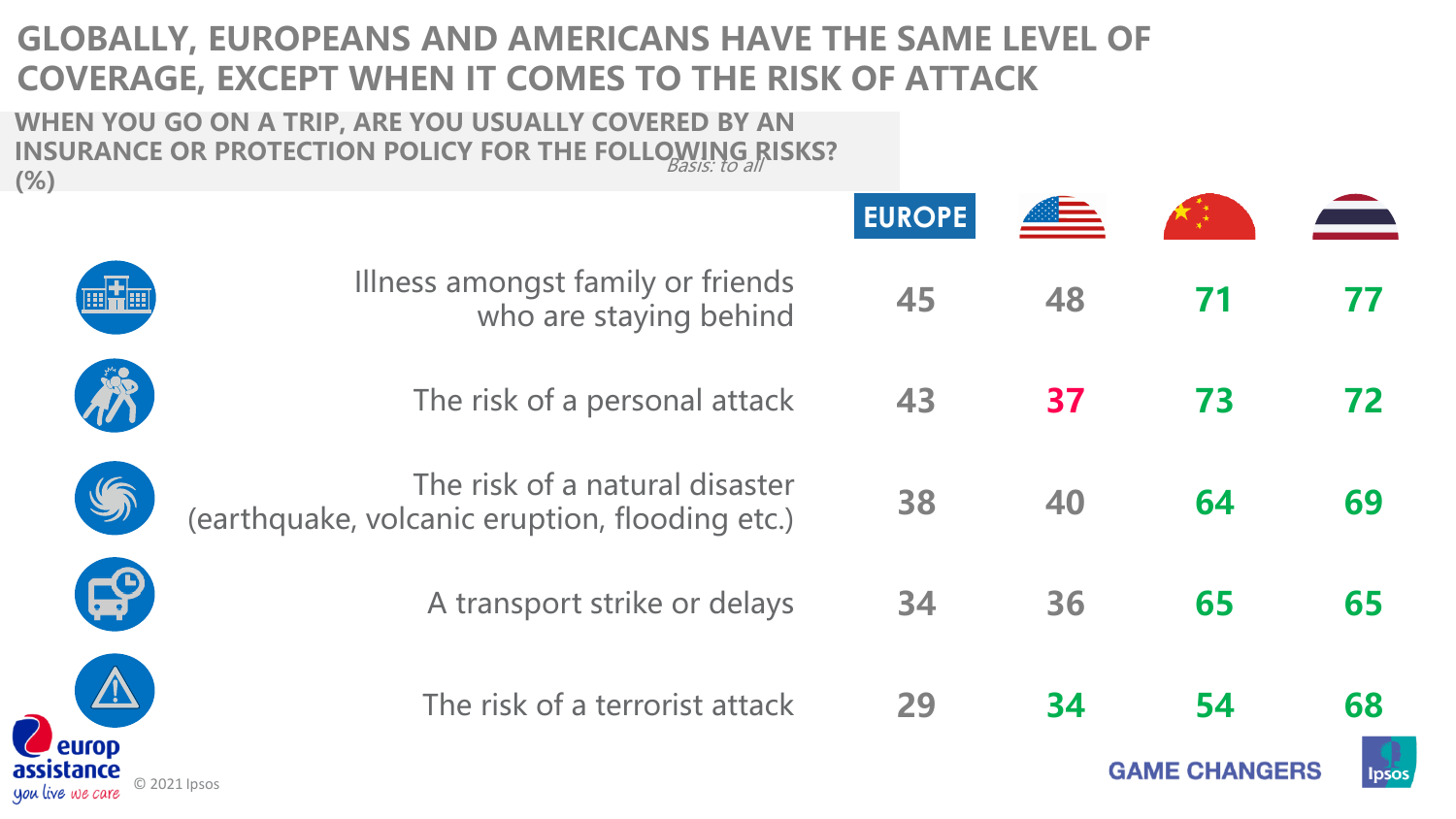# GLOBALLY, EUROPEANS AND AMERICANS HAVE THE SAME LEVEL OF COVERAGE, EXCEPT WHEN IT COMES TO THE RISK OF ATTACK

**WHEN YOU GO ON A TRIP, ARE YOU USUALLY COVERED BY AN INSURANCE OR PROTECTION POLICY FOR THE FOLLOWING RISKS? (%)**

*Basis: to all*

| | EUROPE | USA | China | Thailand |
|---|---|---|---|---|
| Illness amongst family or friends who are staying behind | 45 | 48 | 71 | 77 |
| The risk of a personal attack | 43 | 37 | 73 | 72 |
| The risk of a natural disaster (earthquake, volcanic eruption, flooding etc.) | 38 | 40 | 64 | 69 |
| A transport strike or delays | 34 | 36 | 65 | 65 |
| The risk of a terrorist attack | 29 | 34 | 54 | 68 |

© 2021 Ipsos

GAME CHANGERS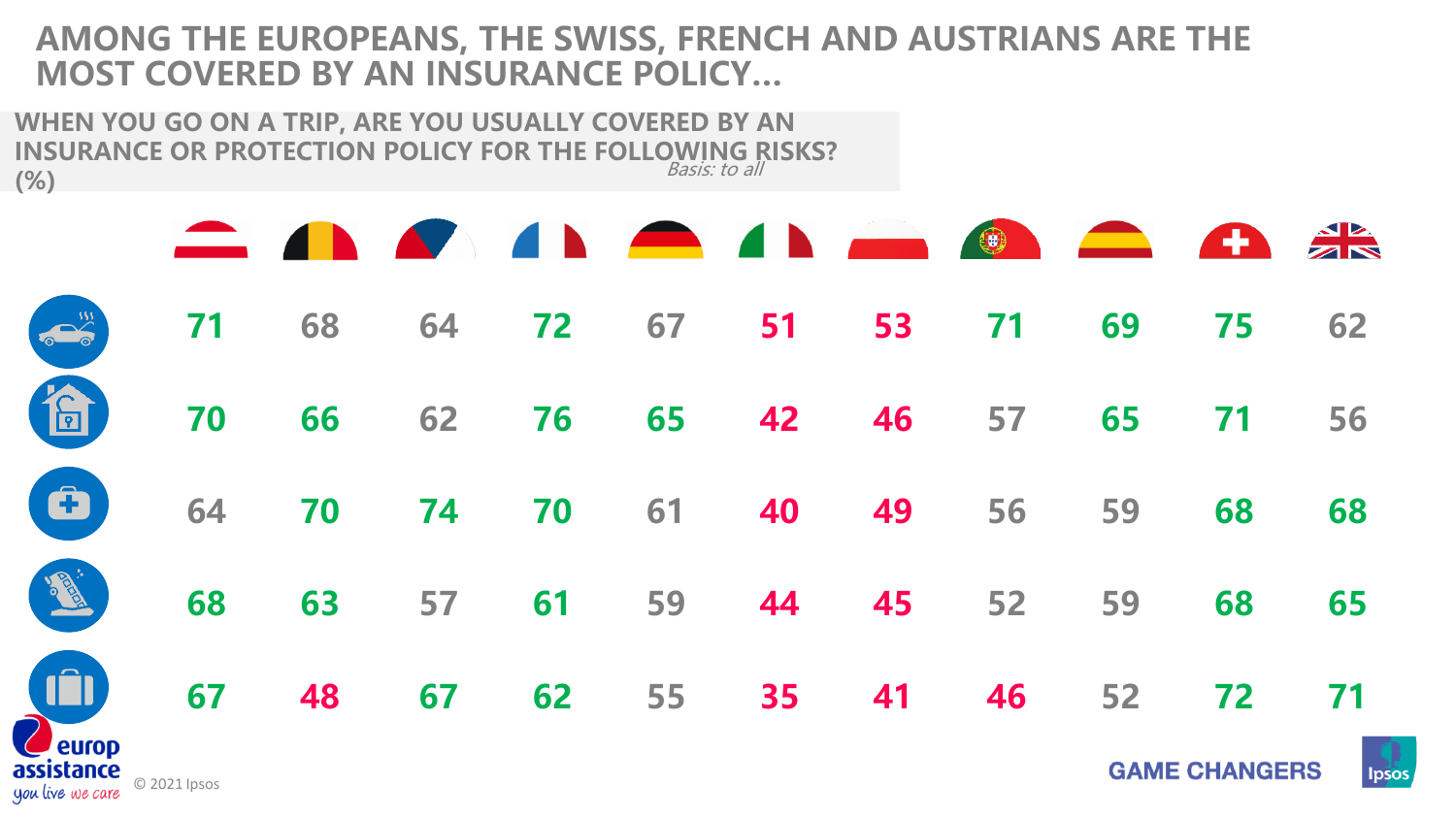# AMONG THE EUROPEANS, THE SWISS, FRENCH AND AUSTRIANS ARE THE MOST COVERED BY AN INSURANCE POLICY…

**WHEN YOU GO ON A TRIP, ARE YOU USUALLY COVERED BY AN INSURANCE OR PROTECTION POLICY FOR THE FOLLOWING RISKS? (%)**

*Basis: to all*

| | Austria | Belgium | Czech Republic | France | Germany | Italy | Poland | Portugal | Spain | Switzerland | UK |
|---|---|---|---|---|---|---|---|---|---|---|---|
| Car | 71 | 68 | 64 | 72 | 67 | 51 | 53 | 71 | 69 | 75 | 62 |
| Home | 70 | 66 | 62 | 76 | 65 | 42 | 46 | 57 | 65 | 71 | 56 |
| Medical | 64 | 70 | 74 | 70 | 61 | 40 | 49 | 56 | 59 | 68 | 68 |
| Accident | 68 | 63 | 57 | 61 | 59 | 44 | 45 | 52 | 59 | 68 | 65 |
| Luggage | 67 | 48 | 67 | 62 | 55 | 35 | 41 | 46 | 52 | 72 | 71 |

© 2021 Ipsos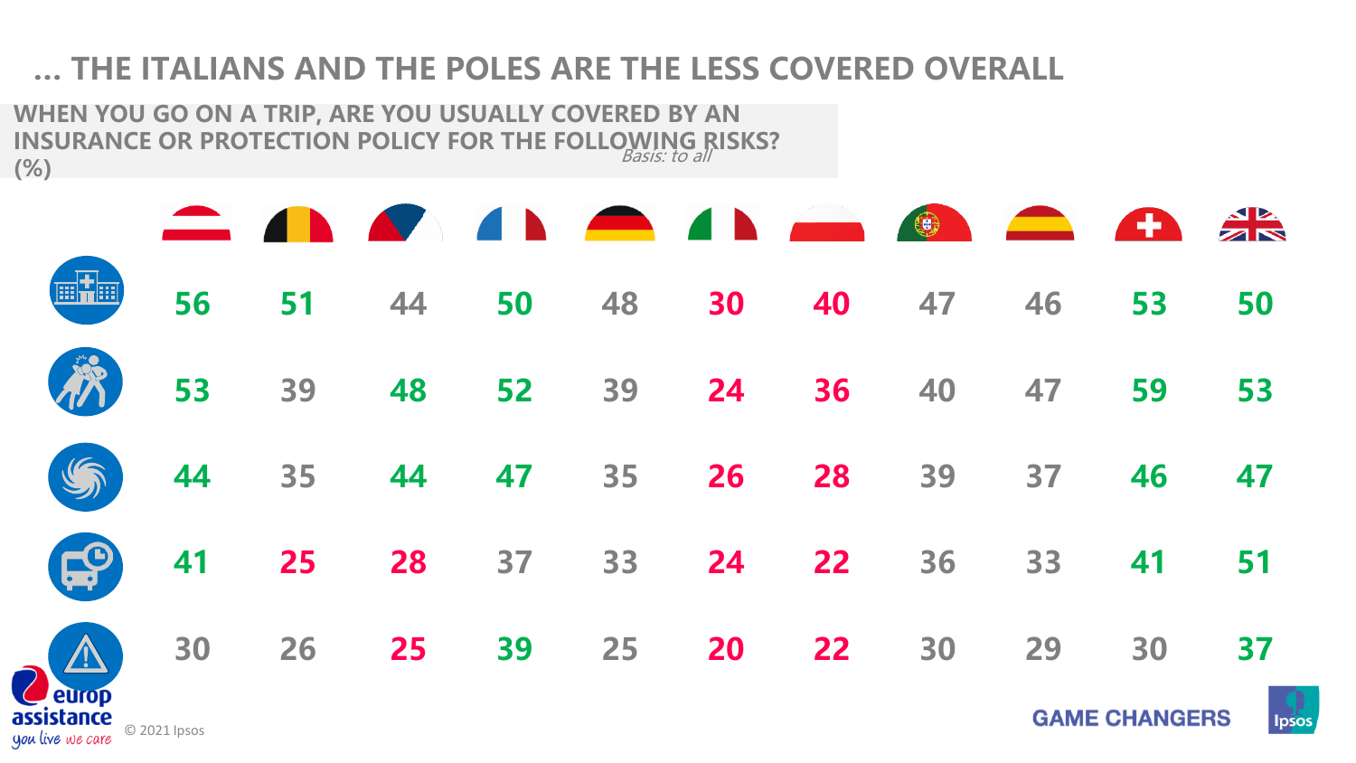# … THE ITALIANS AND THE POLES ARE THE LESS COVERED OVERALL

**WHEN YOU GO ON A TRIP, ARE YOU USUALLY COVERED BY AN INSURANCE OR PROTECTION POLICY FOR THE FOLLOWING RISKS? (%)**

*Basis: to all*

| | Austria | Belgium | Czech Republic | France | Germany | Italy | Poland | Portugal | Spain | Switzerland | UK |
|---|---|---|---|---|---|---|---|---|---|---|---|
| Hospital | 56 | 51 | 44 | 50 | 48 | 30 | 40 | 47 | 46 | 53 | 50 |
| Assault | 53 | 39 | 48 | 52 | 39 | 24 | 36 | 40 | 47 | 59 | 53 |
| Natural disaster | 44 | 35 | 44 | 47 | 35 | 26 | 28 | 39 | 37 | 46 | 47 |
| Transport delay | 41 | 25 | 28 | 37 | 33 | 24 | 22 | 36 | 33 | 41 | 51 |
| Warning | 30 | 26 | 25 | 39 | 25 | 20 | 22 | 30 | 29 | 30 | 37 |

© 2021 Ipsos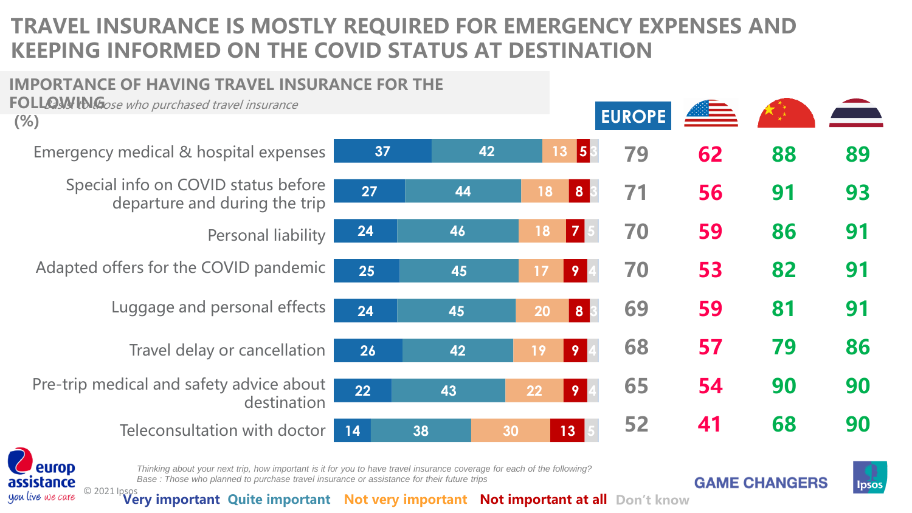# TRAVEL INSURANCE IS MOSTLY REQUIRED FOR EMERGENCY EXPENSES AND KEEPING INFORMED ON THE COVID STATUS AT DESTINATION

## IMPORTANCE OF HAVING TRAVEL INSURANCE FOR THE FOLLOWING (%)

*Basis to those who purchased travel insurance*

| | Very important | Quite important | Not very important | Not important at all | Don't know | EUROPE | USA | China | Thailand |
|---|---|---|---|---|---|---|---|---|---|
| Emergency medical & hospital expenses | 37 | 42 | 13 | 5 | 3 | 79 | 62 | 88 | 89 |
| Special info on COVID status before departure and during the trip | 27 | 44 | 18 | 8 | 3 | 71 | 56 | 91 | 93 |
| Personal liability | 24 | 46 | 18 | 7 | 5 | 70 | 59 | 86 | 91 |
| Adapted offers for the COVID pandemic | 25 | 45 | 17 | 9 | 4 | 70 | 53 | 82 | 91 |
| Luggage and personal effects | 24 | 45 | 20 | 8 | 3 | 69 | 59 | 81 | 91 |
| Travel delay or cancellation | 26 | 42 | 19 | 9 | 4 | 68 | 57 | 79 | 86 |
| Pre-trip medical and safety advice about destination | 22 | 43 | 22 | 9 | 4 | 65 | 54 | 90 | 90 |
| Teleconsultation with doctor | 14 | 38 | 30 | 13 | 5 | 52 | 41 | 68 | 90 |

*Thinking about your next trip, how important is it for you to have travel insurance coverage for each of the following?*
*Base : Those who planned to purchase travel insurance or assistance for their future trips*

© 2021 Ipsos

GAME CHANGERS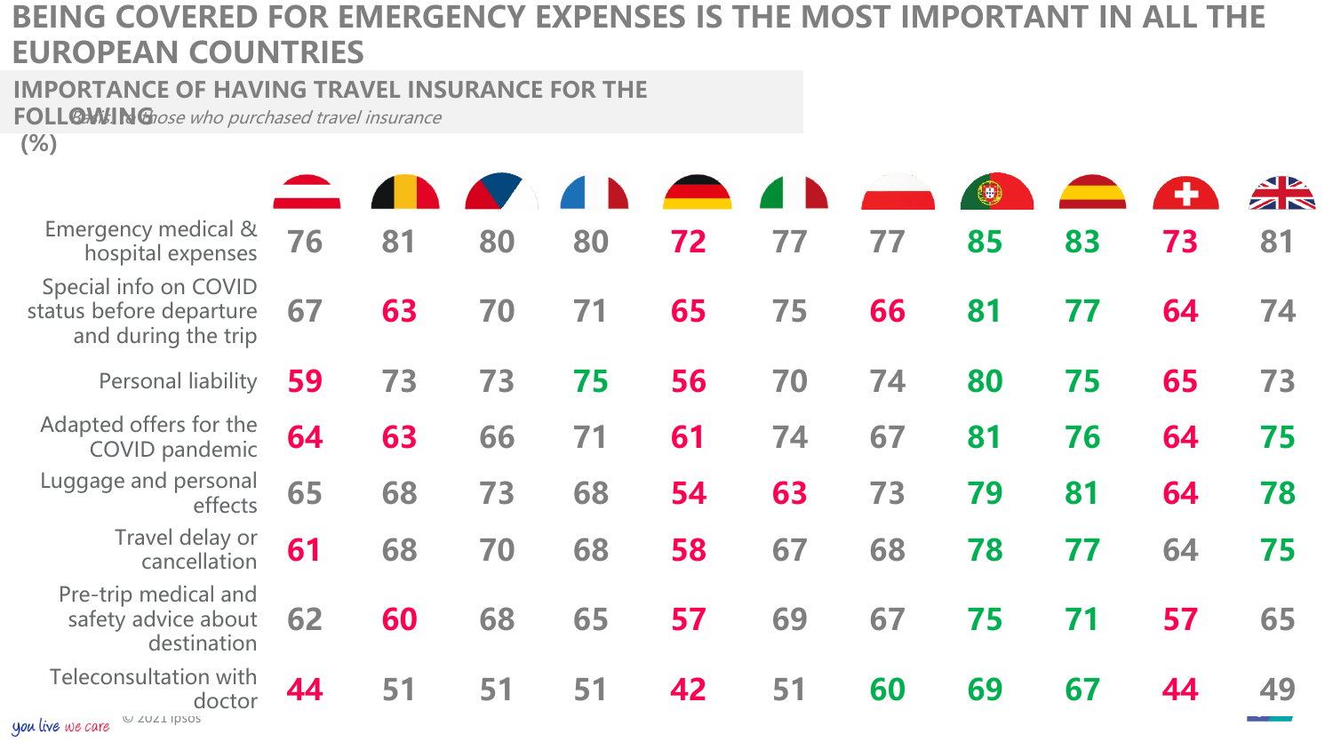# BEING COVERED FOR EMERGENCY EXPENSES IS THE MOST IMPORTANT IN ALL THE EUROPEAN COUNTRIES

## IMPORTANCE OF HAVING TRAVEL INSURANCE FOR THE FOLLOWING (%)

*Basis: to those who purchased travel insurance*

| | Austria | Belgium | Czech Republic | France | Germany | Italy | Poland | Portugal | Spain | Switzerland | UK |
|---|---|---|---|---|---|---|---|---|---|---|---|
| Emergency medical & hospital expenses | 76 | 81 | 80 | 80 | 72 | 77 | 77 | 85 | 83 | 73 | 81 |
| Special info on COVID status before departure and during the trip | 67 | 63 | 70 | 71 | 65 | 75 | 66 | 81 | 77 | 64 | 74 |
| Personal liability | 59 | 73 | 73 | 75 | 56 | 70 | 74 | 80 | 75 | 65 | 73 |
| Adapted offers for the COVID pandemic | 64 | 63 | 66 | 71 | 61 | 74 | 67 | 81 | 76 | 64 | 75 |
| Luggage and personal effects | 65 | 68 | 73 | 68 | 54 | 63 | 73 | 79 | 81 | 64 | 78 |
| Travel delay or cancellation | 61 | 68 | 70 | 68 | 58 | 67 | 68 | 78 | 77 | 64 | 75 |
| Pre-trip medical and safety advice about destination | 62 | 60 | 68 | 65 | 57 | 69 | 67 | 75 | 71 | 57 | 65 |
| Teleconsultation with doctor | 44 | 51 | 51 | 51 | 42 | 51 | 60 | 69 | 67 | 44 | 49 |

© 2021 Ipsos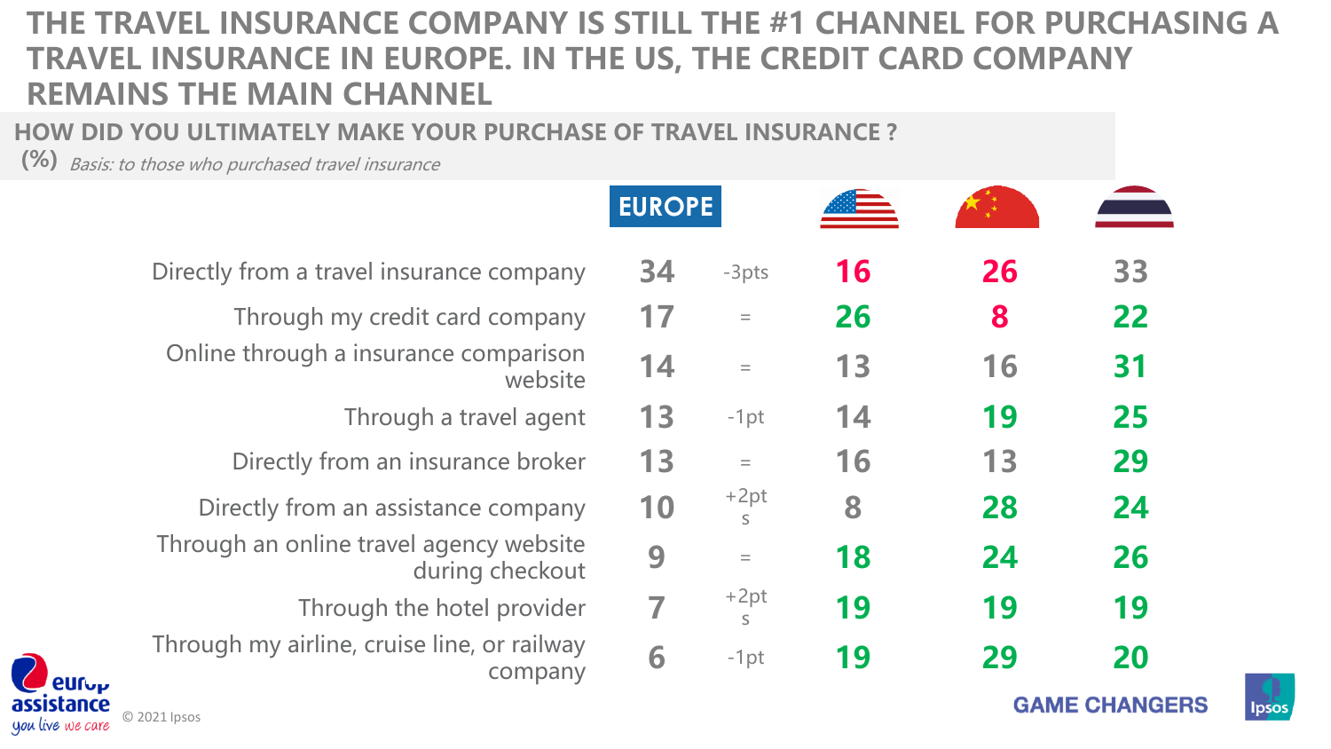# THE TRAVEL INSURANCE COMPANY IS STILL THE #1 CHANNEL FOR PURCHASING A TRAVEL INSURANCE IN EUROPE. IN THE US, THE CREDIT CARD COMPANY REMAINS THE MAIN CHANNEL

## HOW DID YOU ULTIMATELY MAKE YOUR PURCHASE OF TRAVEL INSURANCE ?

**(%)** *Basis: to those who purchased travel insurance*

| | EUROPE | | US | China | Thailand |
|---|---|---|---|---|---|
| Directly from a travel insurance company | 34 | -3pts | 16 | 26 | 33 |
| Through my credit card company | 17 | = | 26 | 8 | 22 |
| Online through a insurance comparison website | 14 | = | 13 | 16 | 31 |
| Through a travel agent | 13 | -1pt | 14 | 19 | 25 |
| Directly from an insurance broker | 13 | = | 16 | 13 | 29 |
| Directly from an assistance company | 10 | +2pts | 8 | 28 | 24 |
| Through an online travel agency website during checkout | 9 | = | 18 | 24 | 26 |
| Through the hotel provider | 7 | +2pts | 19 | 19 | 19 |
| Through my airline, cruise line, or railway company | 6 | -1pt | 19 | 29 | 20 |

© 2021 Ipsos

GAME CHANGERS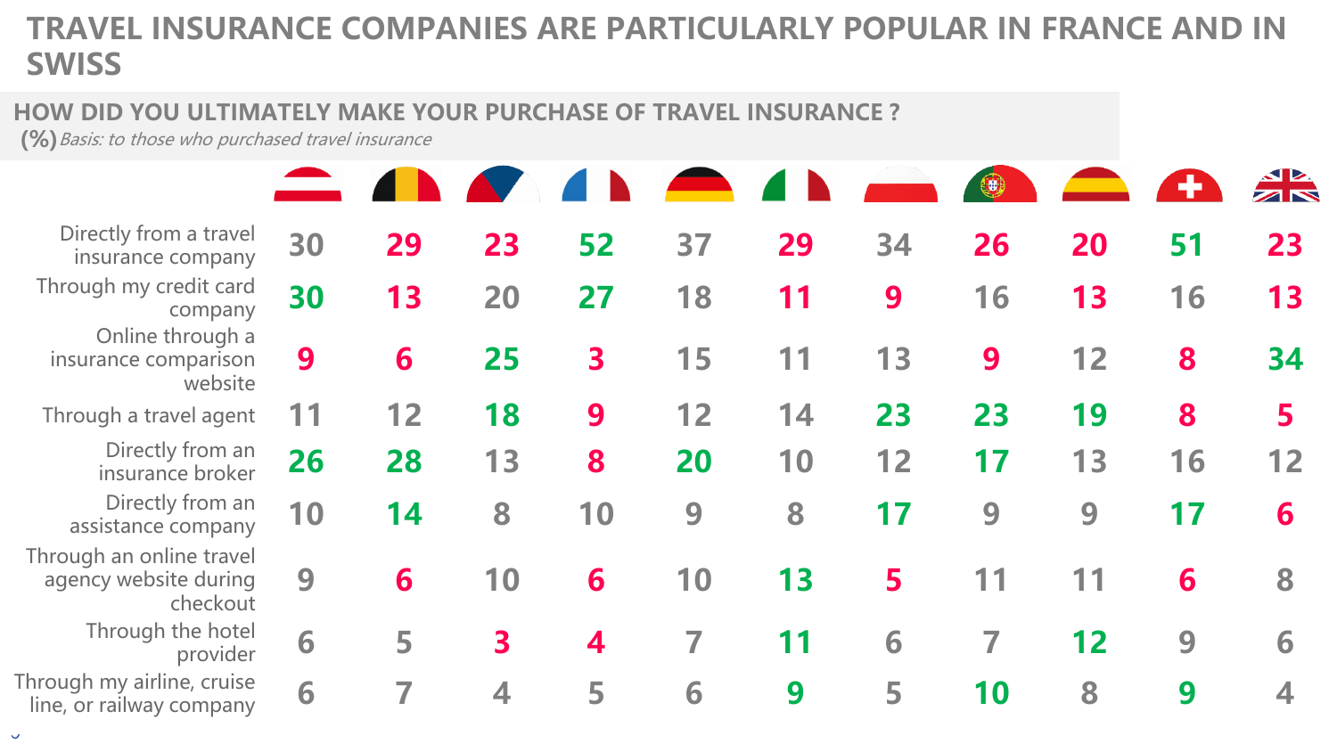# TRAVEL INSURANCE COMPANIES ARE PARTICULARLY POPULAR IN FRANCE AND IN SWISS

## HOW DID YOU ULTIMATELY MAKE YOUR PURCHASE OF TRAVEL INSURANCE ?

**(%)** *Basis: to those who purchased travel insurance*

| | Austria | Belgium | Czech Republic | France | Germany | Italy | Poland | Portugal | Spain | Switzerland | UK |
|---|---|---|---|---|---|---|---|---|---|---|---|
| Directly from a travel insurance company | 30 | 29 | 23 | 52 | 37 | 29 | 34 | 26 | 20 | 51 | 23 |
| Through my credit card company | 30 | 13 | 20 | 27 | 18 | 11 | 9 | 16 | 13 | 16 | 13 |
| Online through a insurance comparison website | 9 | 6 | 25 | 3 | 15 | 11 | 13 | 9 | 12 | 8 | 34 |
| Through a travel agent | 11 | 12 | 18 | 9 | 12 | 14 | 23 | 23 | 19 | 8 | 5 |
| Directly from an insurance broker | 26 | 28 | 13 | 8 | 20 | 10 | 12 | 17 | 13 | 16 | 12 |
| Directly from an assistance company | 10 | 14 | 8 | 10 | 9 | 8 | 17 | 9 | 9 | 17 | 6 |
| Through an online travel agency website during checkout | 9 | 6 | 10 | 6 | 10 | 13 | 5 | 11 | 11 | 6 | 8 |
| Through the hotel provider | 6 | 5 | 3 | 4 | 7 | 11 | 6 | 7 | 12 | 9 | 6 |
| Through my airline, cruise line, or railway company | 6 | 7 | 4 | 5 | 6 | 9 | 5 | 10 | 8 | 9 | 4 |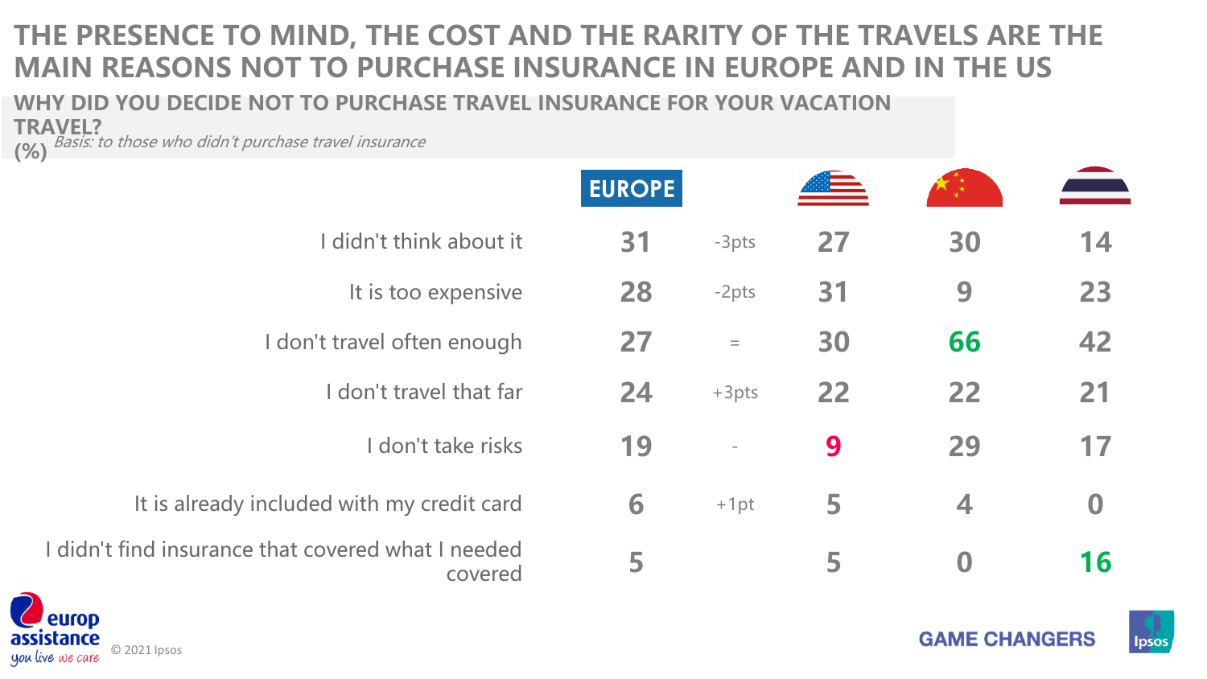# THE PRESENCE TO MIND, THE COST AND THE RARITY OF THE TRAVELS ARE THE MAIN REASONS NOT TO PURCHASE INSURANCE IN EUROPE AND IN THE US

## WHY DID YOU DECIDE NOT TO PURCHASE TRAVEL INSURANCE FOR YOUR VACATION TRAVEL? (%)

*Basis: to those who didn't purchase travel insurance*

| | EUROPE | | US | China | Thailand |
|---|---|---|---|---|---|
| I didn't think about it | 31 | -3pts | 27 | 30 | 14 |
| It is too expensive | 28 | -2pts | 31 | 9 | 23 |
| I don't travel often enough | 27 | = | 30 | 66 | 42 |
| I don't travel that far | 24 | +3pts | 22 | 22 | 21 |
| I don't take risks | 19 | - | 9 | 29 | 17 |
| It is already included with my credit card | 6 | +1pt | 5 | 4 | 0 |
| I didn't find insurance that covered what I needed covered | 5 | | 5 | 0 | 16 |

© 2021 Ipsos

GAME CHANGERS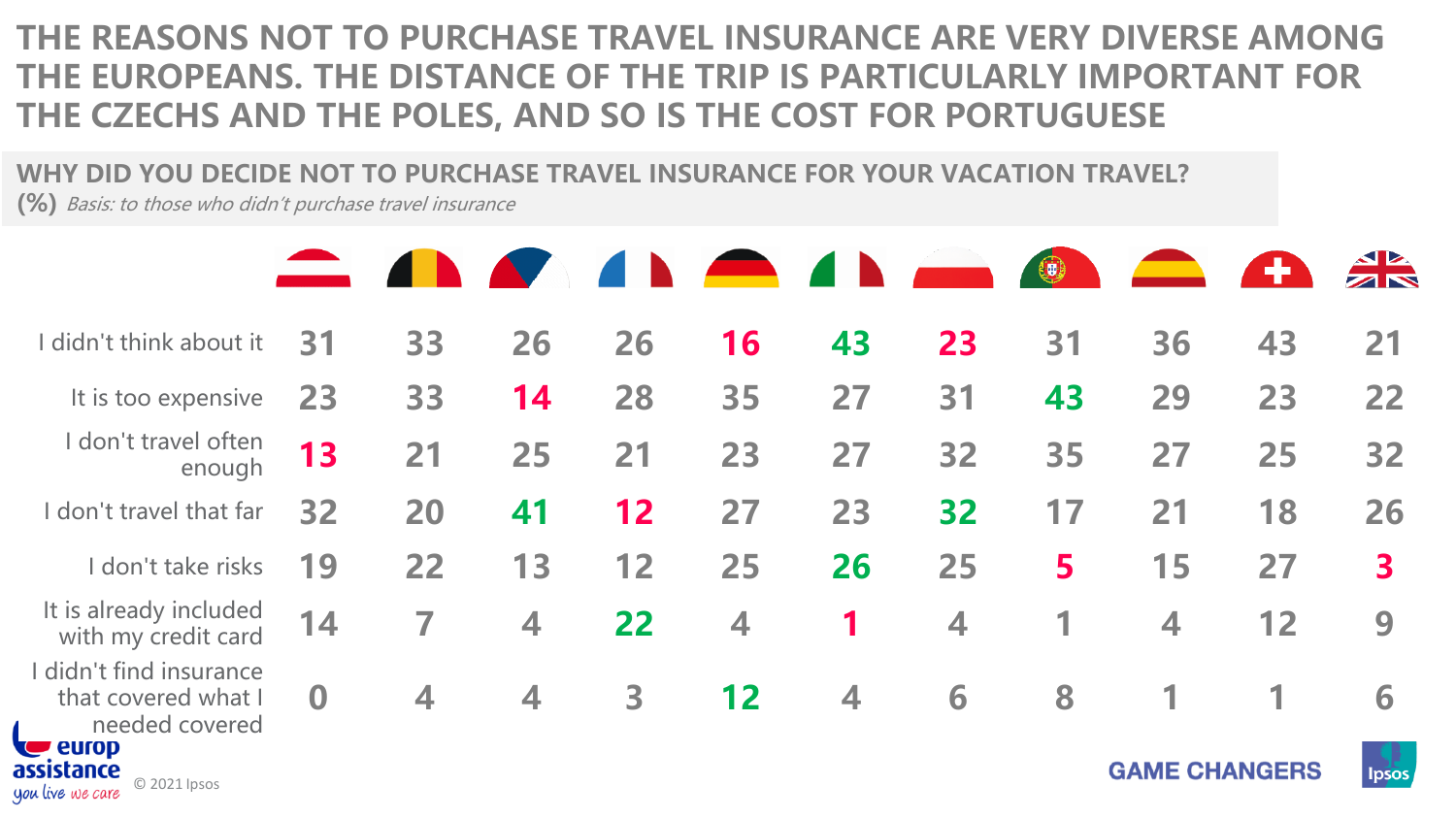# THE REASONS NOT TO PURCHASE TRAVEL INSURANCE ARE VERY DIVERSE AMONG THE EUROPEANS. THE DISTANCE OF THE TRIP IS PARTICULARLY IMPORTANT FOR THE CZECHS AND THE POLES, AND SO IS THE COST FOR PORTUGUESE

## WHY DID YOU DECIDE NOT TO PURCHASE TRAVEL INSURANCE FOR YOUR VACATION TRAVEL?

**(%)** *Basis: to those who didn't purchase travel insurance*

| | Austria | Belgium | Czech Republic | France | Germany | Italy | Poland | Portugal | Spain | Switzerland | UK |
|---|---|---|---|---|---|---|---|---|---|---|---|
| I didn't think about it | 31 | 33 | 26 | 26 | 16 | 43 | 23 | 31 | 36 | 43 | 21 |
| It is too expensive | 23 | 33 | 14 | 28 | 35 | 27 | 31 | 43 | 29 | 23 | 22 |
| I don't travel often enough | 13 | 21 | 25 | 21 | 23 | 27 | 32 | 35 | 27 | 25 | 32 |
| I don't travel that far | 32 | 20 | 41 | 12 | 27 | 23 | 32 | 17 | 21 | 18 | 26 |
| I don't take risks | 19 | 22 | 13 | 12 | 25 | 26 | 25 | 5 | 15 | 27 | 3 |
| It is already included with my credit card | 14 | 7 | 4 | 22 | 4 | 1 | 4 | 1 | 4 | 12 | 9 |
| I didn't find insurance that covered what I needed covered | 0 | 4 | 4 | 3 | 12 | 4 | 6 | 8 | 1 | 1 | 6 |

© 2021 Ipsos

GAME CHANGERS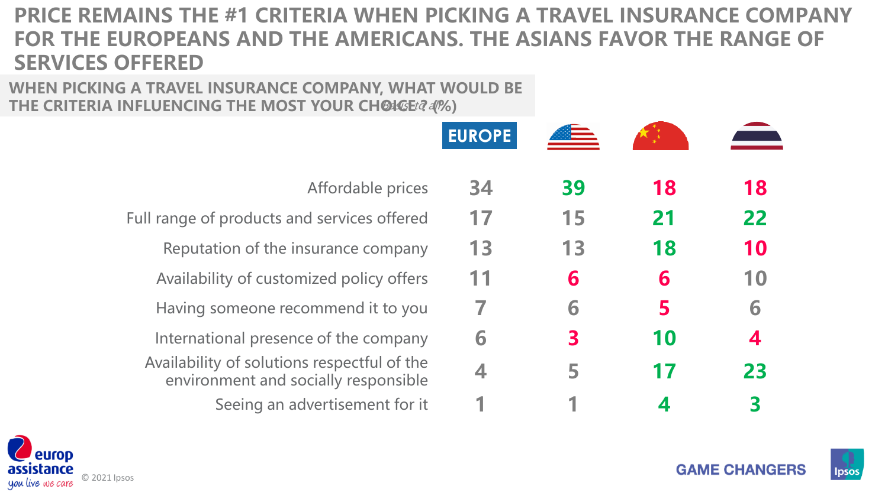# PRICE REMAINS THE #1 CRITERIA WHEN PICKING A TRAVEL INSURANCE COMPANY FOR THE EUROPEANS AND THE AMERICANS. THE ASIANS FAVOR THE RANGE OF SERVICES OFFERED

## WHEN PICKING A TRAVEL INSURANCE COMPANY, WHAT WOULD BE THE CRITERIA INFLUENCING THE MOST YOUR CHOICE? (%)

*Base : all*

| | EUROPE | USA | China | Thailand |
|---|---|---|---|---|
| Affordable prices | 34 | 39 | 18 | 18 |
| Full range of products and services offered | 17 | 15 | 21 | 22 |
| Reputation of the insurance company | 13 | 13 | 18 | 10 |
| Availability of customized policy offers | 11 | 6 | 6 | 10 |
| Having someone recommend it to you | 7 | 6 | 5 | 6 |
| International presence of the company | 6 | 3 | 10 | 4 |
| Availability of solutions respectful of the environment and socially responsible | 4 | 5 | 17 | 23 |
| Seeing an advertisement for it | 1 | 1 | 4 | 3 |

© 2021 Ipsos

GAME CHANGERS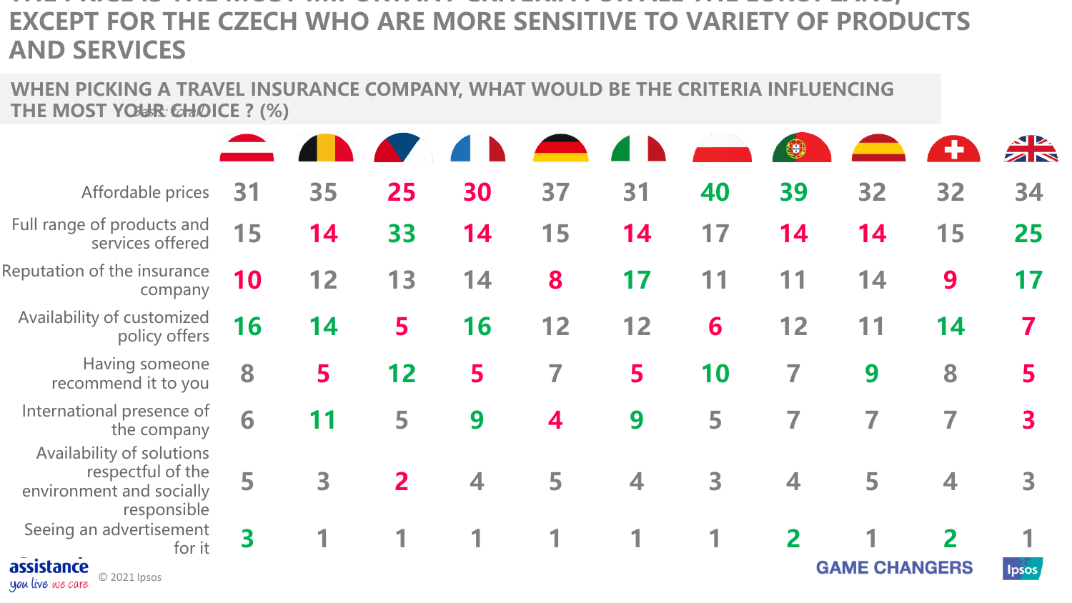# THE PRICE IS THE MOST IMPORTANT CRITERIA FOR ALL THE EUROPEANS, EXCEPT FOR THE CZECH WHO ARE MORE SENSITIVE TO VARIETY OF PRODUCTS AND SERVICES

## WHEN PICKING A TRAVEL INSURANCE COMPANY, WHAT WOULD BE THE CRITERIA INFLUENCING THE MOST YOUR CHOICE ? (%)

*Basis: total*

| | Austria | Belgium | Czech Republic | France | Germany | Italy | Poland | Portugal | Spain | Switzerland | UK |
|---|---|---|---|---|---|---|---|---|---|---|---|
| Affordable prices | 31 | 35 | 25 | 30 | 37 | 31 | 40 | 39 | 32 | 32 | 34 |
| Full range of products and services offered | 15 | 14 | 33 | 14 | 15 | 14 | 17 | 14 | 14 | 15 | 25 |
| Reputation of the insurance company | 10 | 12 | 13 | 14 | 8 | 17 | 11 | 11 | 14 | 9 | 17 |
| Availability of customized policy offers | 16 | 14 | 5 | 16 | 12 | 12 | 6 | 12 | 11 | 14 | 7 |
| Having someone recommend it to you | 8 | 5 | 12 | 5 | 7 | 5 | 10 | 7 | 9 | 8 | 5 |
| International presence of the company | 6 | 11 | 5 | 9 | 4 | 9 | 5 | 7 | 7 | 7 | 3 |
| Availability of solutions respectful of the environment and socially responsible | 5 | 3 | 2 | 4 | 5 | 4 | 3 | 4 | 5 | 4 | 3 |
| Seeing an advertisement for it | 3 | 1 | 1 | 1 | 1 | 1 | 1 | 2 | 1 | 2 | 1 |

assistance you live we care

© 2021 Ipsos

GAME CHANGERS Ipsos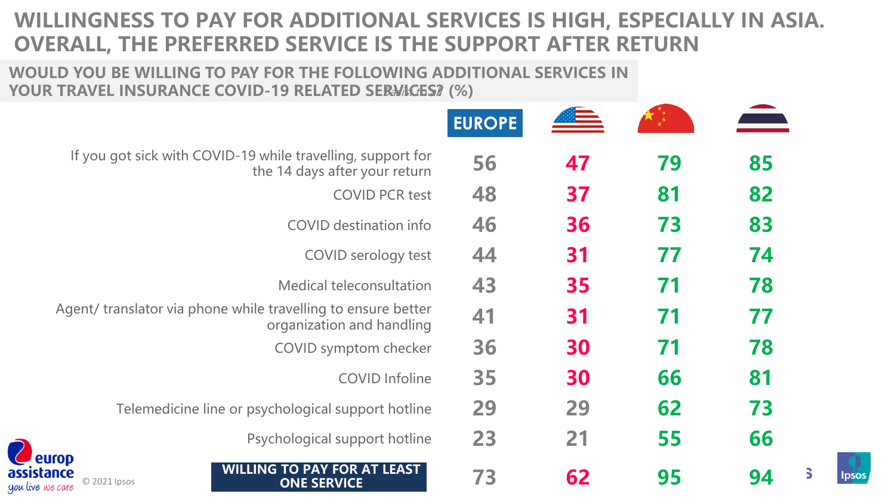# WILLINGNESS TO PAY FOR ADDITIONAL SERVICES IS HIGH, ESPECIALLY IN ASIA. OVERALL, THE PREFERRED SERVICE IS THE SUPPORT AFTER RETURN

## WOULD YOU BE WILLING TO PAY FOR THE FOLLOWING ADDITIONAL SERVICES IN YOUR TRAVEL INSURANCE COVID-19 RELATED SERVICES? (%)

*Base: all*

| | EUROPE | USA | China | Thailand |
|---|---|---|---|---|
| If you got sick with COVID-19 while travelling, support for the 14 days after your return | 56 | 47 | 79 | 85 |
| COVID PCR test | 48 | 37 | 81 | 82 |
| COVID destination info | 46 | 36 | 73 | 83 |
| COVID serology test | 44 | 31 | 77 | 74 |
| Medical teleconsultation | 43 | 35 | 71 | 78 |
| Agent/ translator via phone while travelling to ensure better organization and handling | 41 | 31 | 71 | 77 |
| COVID symptom checker | 36 | 30 | 71 | 78 |
| COVID Infoline | 35 | 30 | 66 | 81 |
| Telemedicine line or psychological support hotline | 29 | 29 | 62 | 73 |
| Psychological support hotline | 23 | 21 | 55 | 66 |
| **WILLING TO PAY FOR AT LEAST ONE SERVICE** | 73 | 62 | 95 | 94 |

europ assistance — you live we care

© 2021 Ipsos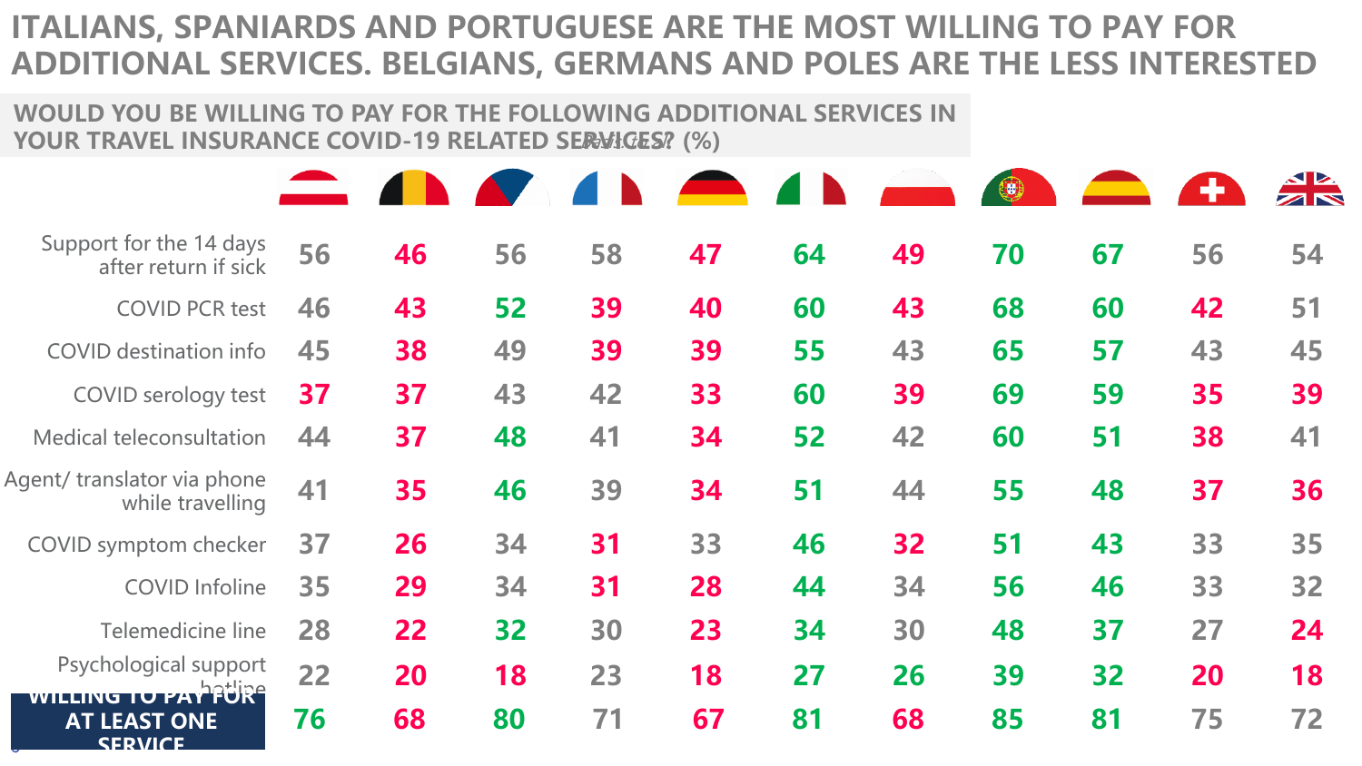# ITALIANS, SPANIARDS AND PORTUGUESE ARE THE MOST WILLING TO PAY FOR ADDITIONAL SERVICES. BELGIANS, GERMANS AND POLES ARE THE LESS INTERESTED

## WOULD YOU BE WILLING TO PAY FOR THE FOLLOWING ADDITIONAL SERVICES IN YOUR TRAVEL INSURANCE COVID-19 RELATED SERVICES? (%)

Base: total

| | Austria | Belgium | Czech Republic | France | Germany | Italy | Poland | Portugal | Spain | Switzerland | UK |
|---|---|---|---|---|---|---|---|---|---|---|---|
| Support for the 14 days after return if sick | 56 | 46 | 56 | 58 | 47 | 64 | 49 | 70 | 67 | 56 | 54 |
| COVID PCR test | 46 | 43 | 52 | 39 | 40 | 60 | 43 | 68 | 60 | 42 | 51 |
| COVID destination info | 45 | 38 | 49 | 39 | 39 | 55 | 43 | 65 | 57 | 43 | 45 |
| COVID serology test | 37 | 37 | 43 | 42 | 33 | 60 | 39 | 69 | 59 | 35 | 39 |
| Medical teleconsultation | 44 | 37 | 48 | 41 | 34 | 52 | 42 | 60 | 51 | 38 | 41 |
| Agent/ translator via phone while travelling | 41 | 35 | 46 | 39 | 34 | 51 | 44 | 55 | 48 | 37 | 36 |
| COVID symptom checker | 37 | 26 | 34 | 31 | 33 | 46 | 32 | 51 | 43 | 33 | 35 |
| COVID Infoline | 35 | 29 | 34 | 31 | 28 | 44 | 34 | 56 | 46 | 33 | 32 |
| Telemedicine line | 28 | 22 | 32 | 30 | 23 | 34 | 30 | 48 | 37 | 27 | 24 |
| Psychological support hotline | 22 | 20 | 18 | 23 | 18 | 27 | 26 | 39 | 32 | 20 | 18 |
| **WILLING TO PAY FOR AT LEAST ONE SERVICE** | 76 | 68 | 80 | 71 | 67 | 81 | 68 | 85 | 81 | 75 | 72 |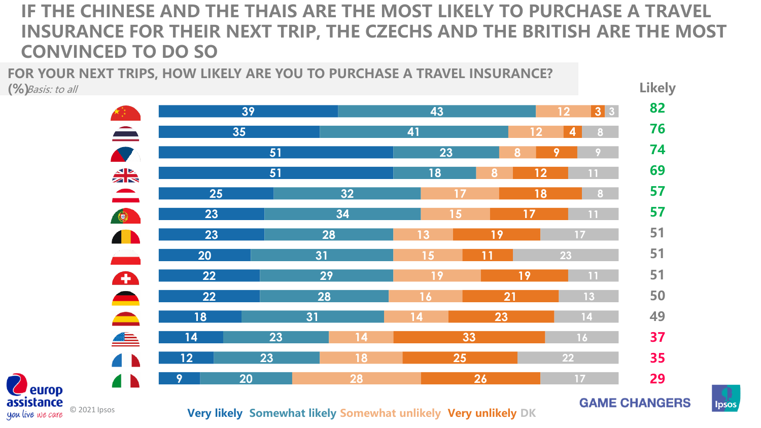# IF THE CHINESE AND THE THAIS ARE THE MOST LIKELY TO PURCHASE A TRAVEL INSURANCE FOR THEIR NEXT TRIP, THE CZECHS AND THE BRITISH ARE THE MOST CONVINCED TO DO SO

## FOR YOUR NEXT TRIPS, HOW LIKELY ARE YOU TO PURCHASE A TRAVEL INSURANCE?

(%) *Basis: to all*

| Country | Very likely | Somewhat likely | Somewhat unlikely | Very unlikely | DK | Likely |
|---|---|---|---|---|---|---|
| China | 39 | 43 | 12 | 3 | 3 | 82 |
| Thailand | 35 | 41 | 12 | 4 | 8 | 76 |
| Czech Republic | 51 | 23 | 8 | 9 | 9 | 74 |
| United Kingdom | 51 | 18 | 8 | 12 | 11 | 69 |
| Austria | 25 | 32 | 17 | 18 | 8 | 57 |
| Portugal | 23 | 34 | 15 | 17 | 11 | 57 |
| Belgium | 23 | 28 | 13 | 19 | 17 | 51 |
| Poland | 20 | 31 | 15 | 11 | 23 | 51 |
| Switzerland | 22 | 29 | 19 | 19 | 11 | 51 |
| Germany | 22 | 28 | 16 | 21 | 13 | 50 |
| Spain | 18 | 31 | 14 | 23 | 14 | 49 |
| USA | 14 | 23 | 14 | 33 | 16 | 37 |
| France | 12 | 23 | 18 | 25 | 22 | 35 |
| Italy | 9 | 20 | 28 | 26 | 17 | 29 |

Very likely  Somewhat likely  Somewhat unlikely  Very unlikely  DK

© 2021 Ipsos

GAME CHANGERS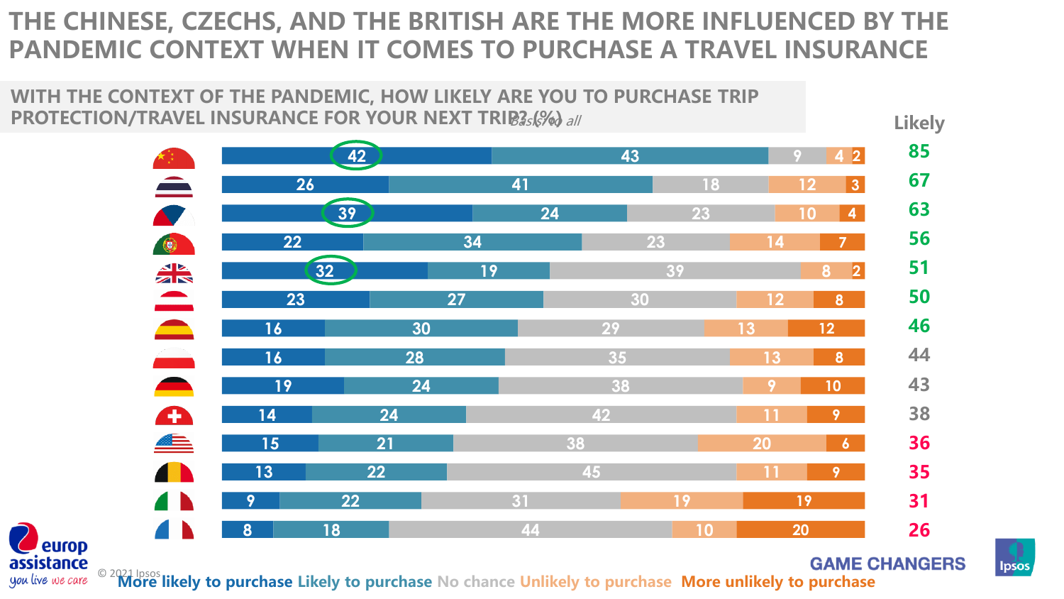# THE CHINESE, CZECHS, AND THE BRITISH ARE THE MORE INFLUENCED BY THE PANDEMIC CONTEXT WHEN IT COMES TO PURCHASE A TRAVEL INSURANCE

## WITH THE CONTEXT OF THE PANDEMIC, HOW LIKELY ARE YOU TO PURCHASE TRIP PROTECTION/TRAVEL INSURANCE FOR YOUR NEXT TRIP? (%)

*Basis: to all*

| Country | More likely to purchase | Likely to purchase | No chance | Unlikely to purchase | More unlikely to purchase | Likely |
|---|---|---|---|---|---|---|
| China | 42 | 43 | 9 | 4 | 2 | 85 |
| Thailand | 26 | 41 | 18 | 12 | 3 | 67 |
| Czech Republic | 39 | 24 | 23 | 10 | 4 | 63 |
| Portugal | 22 | 34 | 23 | 14 | 7 | 56 |
| United Kingdom | 32 | 19 | 39 | 8 | 2 | 51 |
| Austria | 23 | 27 | 30 | 12 | 8 | 50 |
| Spain | 16 | 30 | 29 | 13 | 12 | 46 |
| Poland | 16 | 28 | 35 | 13 | 8 | 44 |
| Germany | 19 | 24 | 38 | 9 | 10 | 43 |
| Switzerland | 14 | 24 | 42 | 11 | 9 | 38 |
| USA | 15 | 21 | 38 | 20 | 6 | 36 |
| Belgium | 13 | 22 | 45 | 11 | 9 | 35 |
| Italy | 9 | 22 | 31 | 19 | 19 | 31 |
| France | 8 | 18 | 44 | 10 | 20 | 26 |

More likely to purchase · Likely to purchase · No chance · Unlikely to purchase · More unlikely to purchase

© 2021 Ipsos

europ assistance — you live we care

GAME CHANGERS

Ipsos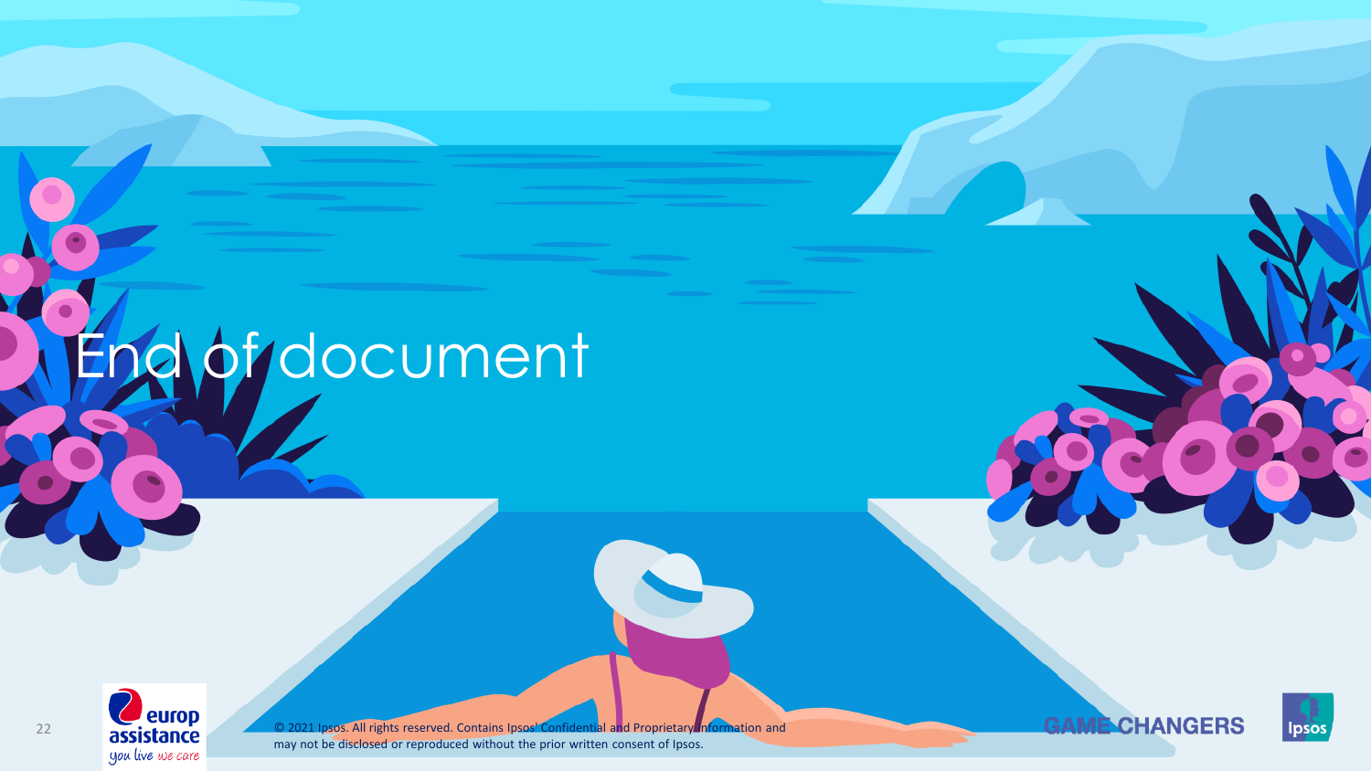# End of document

© 2021 Ipsos. All rights reserved. Contains Ipsos' Confidential and Proprietary information and may not be disclosed or reproduced without the prior written consent of Ipsos.